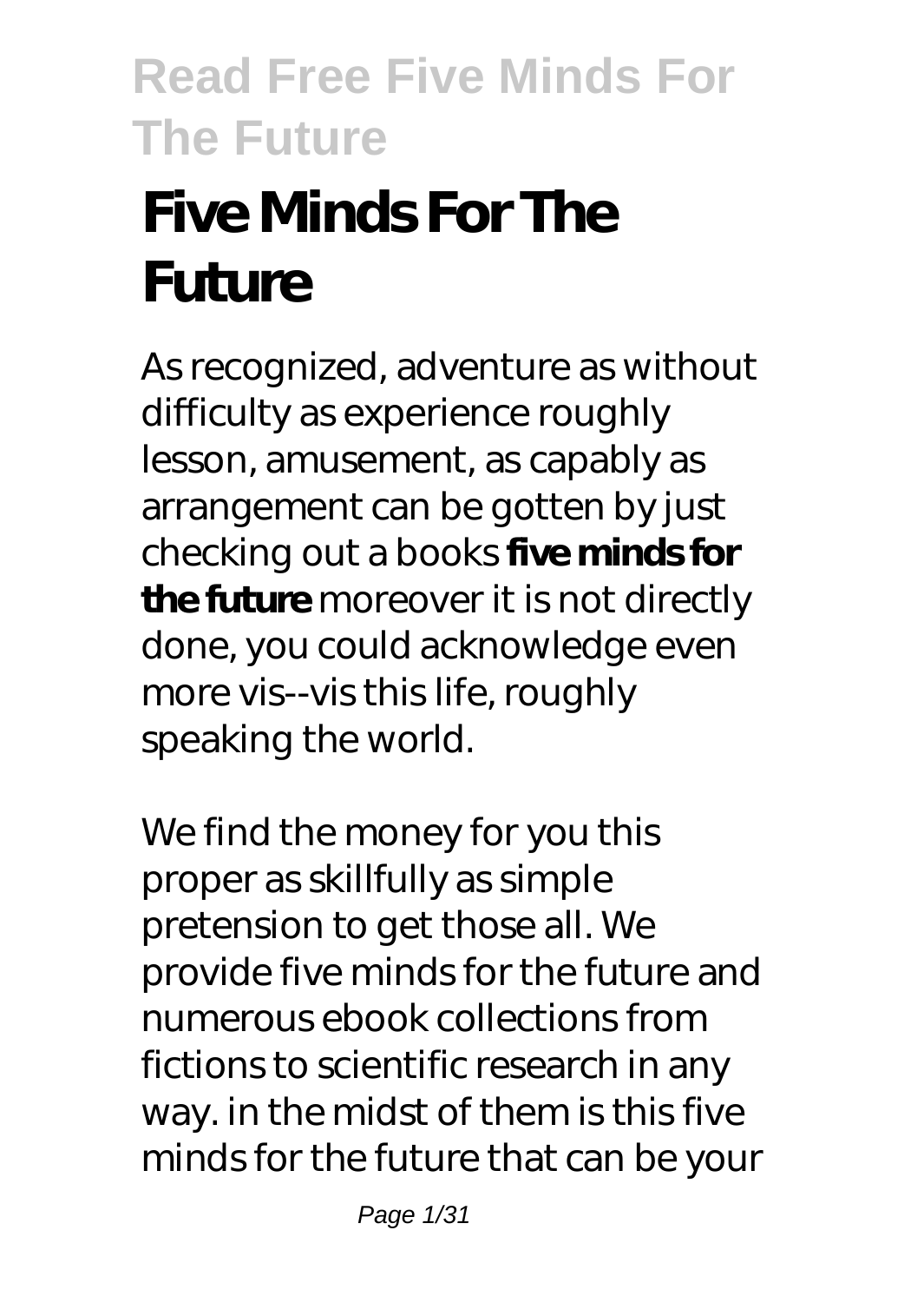# Five Minds For The Future

As recognized, adventure as without difficulty as experience roughly lesson, amusement, as capably as arrangement can be gotten by just checking out a books **five minds for the future** moreover it is not directly done, you could acknowledge even more vis--vis this life, roughly speaking the world.

We find the money for you this proper as skillfully as simple pretension to get those all. We provide five minds for the future and numerous ebook collections from fictions to scientific research in any way. in the midst of them is this five minds for the future that can be your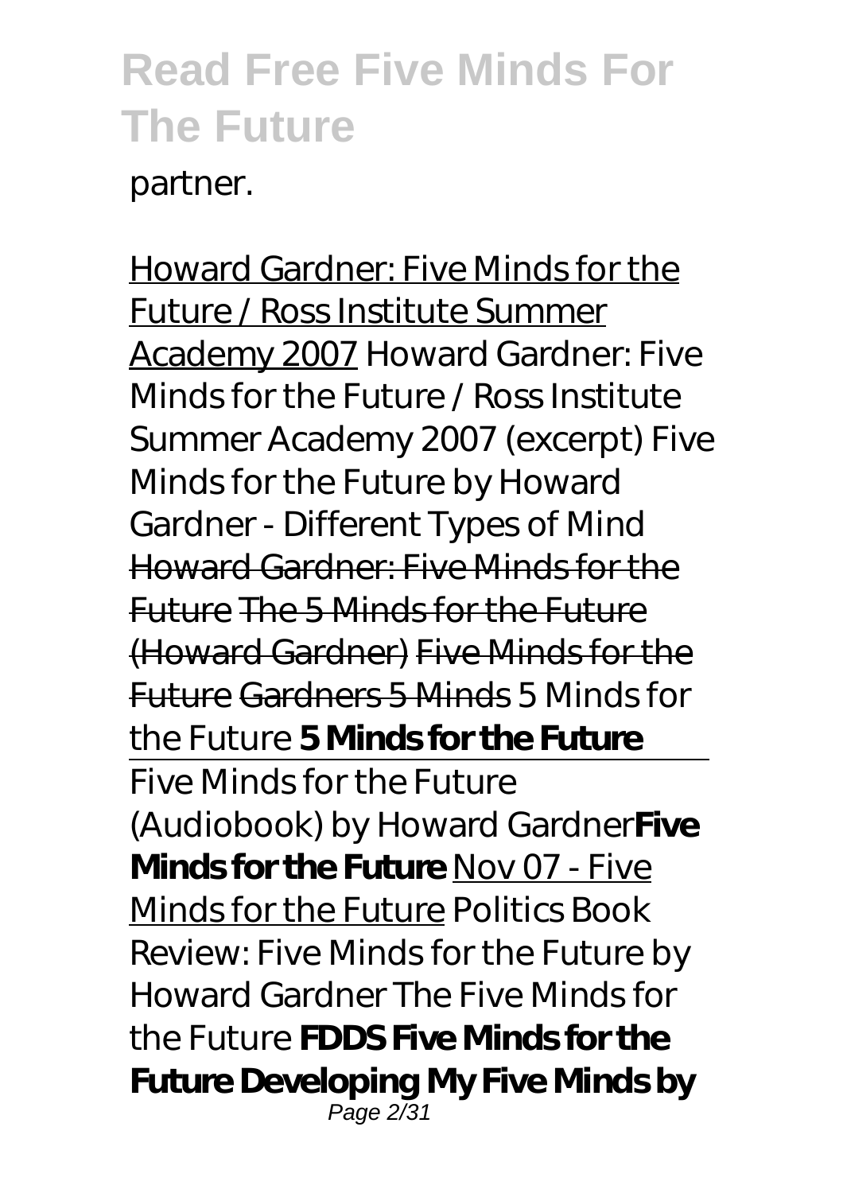partner.

Howard Gardner: Five Minds for the Future / Ross Institute Summer Academy 2007 *Howard Gardner: Five Minds for the Future / Ross Institute Summer Academy 2007 (excerpt)* *Five Minds for the Future by Howard Gardner - Different Types of Mind* ~~Howard Gardner: Five Minds for the Future~~ ~~The 5 Minds for the Future (Howard Gardner)~~ ~~Five Minds for the Future~~ ~~Gardners 5 Minds~~ *5 Minds for the Future* **5 Minds for the Future**

---

Five Minds for the Future (Audiobook) by Howard Gardner**Five Minds for the Future** Nov 07 - Five Minds for the Future *Politics Book Review: Five Minds for the Future by Howard Gardner* *The Five Minds for the Future* **FDDS Five Minds for the Future** **Developing My Five Minds by**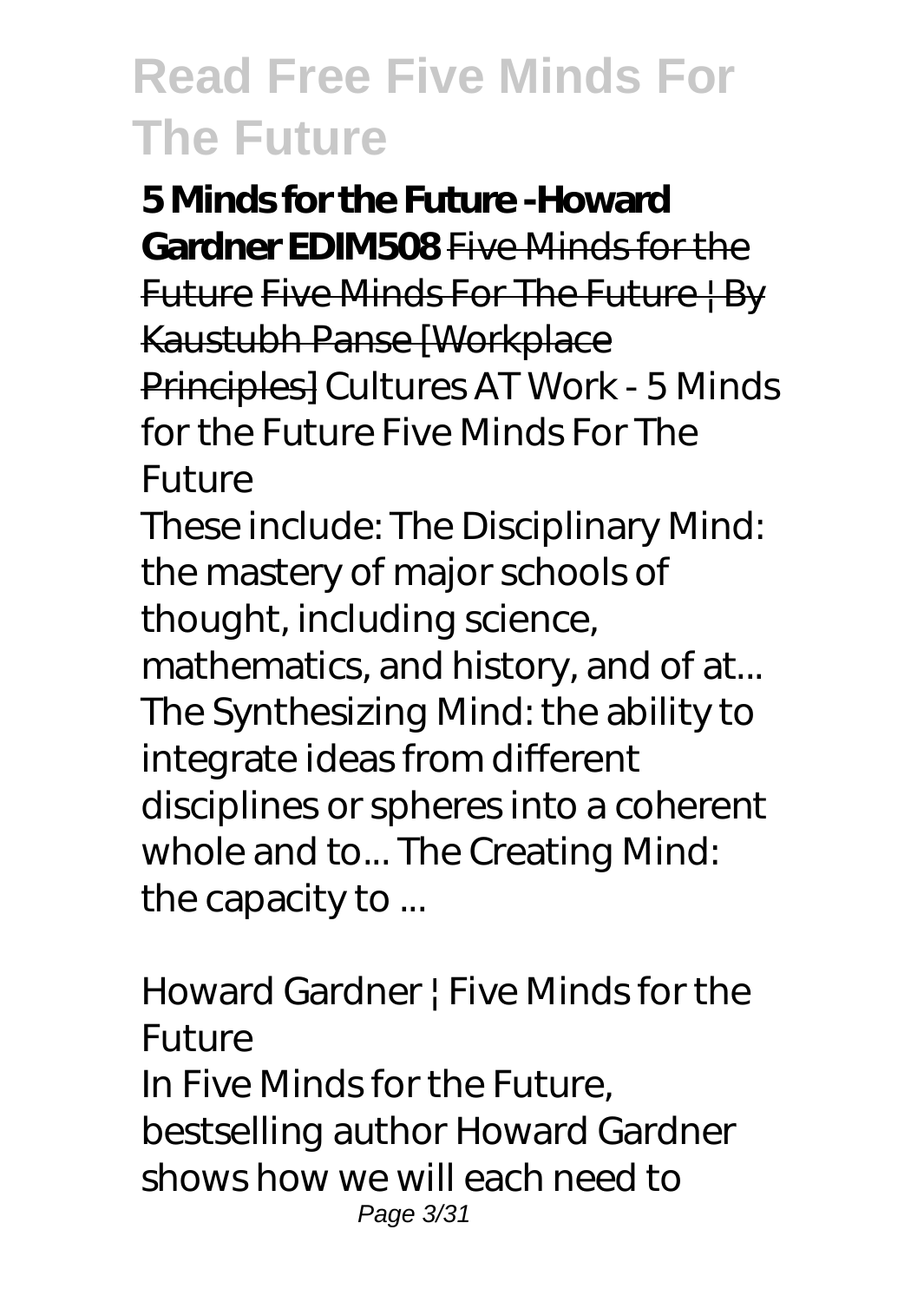**5 Minds for the Future -Howard Gardner EDIM508** ~~Five Minds for the Future~~ ~~Five Minds For The Future | By Kaustubh Panse [Workplace Principles]~~ *Cultures AT Work - 5 Minds for the Future* *Five Minds For The Future*

These include: The Disciplinary Mind: the mastery of major schools of thought, including science, mathematics, and history, and of at... The Synthesizing Mind: the ability to integrate ideas from different disciplines or spheres into a coherent whole and to... The Creating Mind: the capacity to ...

*Howard Gardner | Five Minds for the Future*

In Five Minds for the Future, bestselling author Howard Gardner shows how we will each need to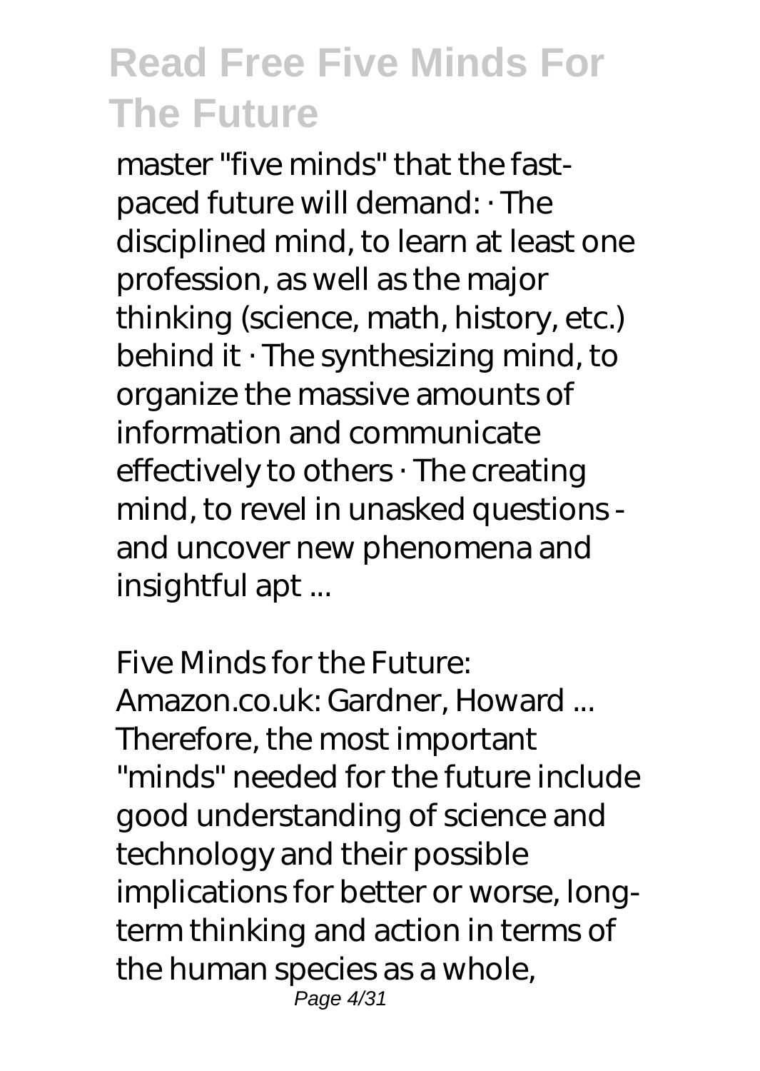master "five minds" that the fast-paced future will demand: · The disciplined mind, to learn at least one profession, as well as the major thinking (science, math, history, etc.) behind it · The synthesizing mind, to organize the massive amounts of information and communicate effectively to others · The creating mind, to revel in unasked questions - and uncover new phenomena and insightful apt ...

*Five Minds for the Future: Amazon.co.uk: Gardner, Howard ...*

Therefore, the most important "minds" needed for the future include good understanding of science and technology and their possible implications for better or worse, long-term thinking and action in terms of the human species as a whole,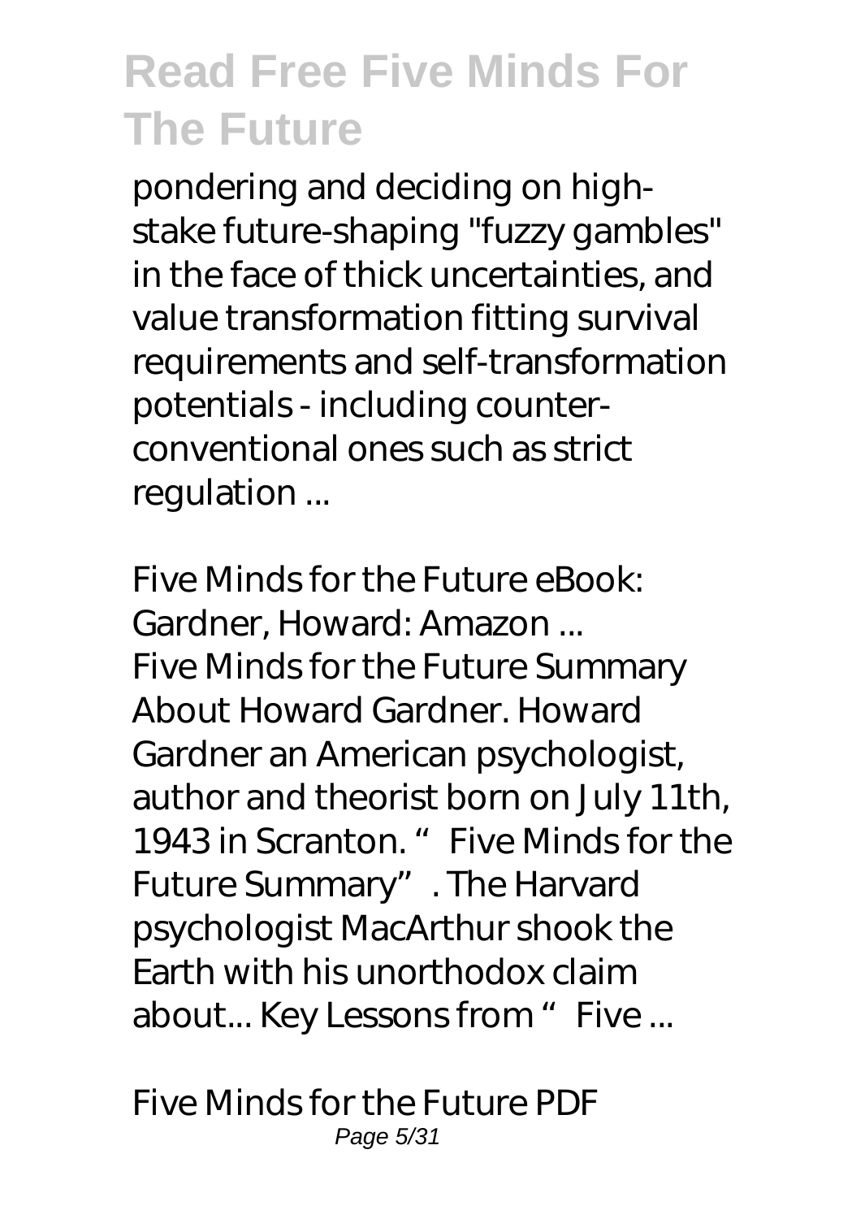pondering and deciding on high-stake future-shaping "fuzzy gambles" in the face of thick uncertainties, and value transformation fitting survival requirements and self-transformation potentials - including counter-conventional ones such as strict regulation ...

*Five Minds for the Future eBook: Gardner, Howard: Amazon ...*

Five Minds for the Future Summary About Howard Gardner. Howard Gardner an American psychologist, author and theorist born on July 11th, 1943 in Scranton. " Five Minds for the Future Summary". The Harvard psychologist MacArthur shook the Earth with his unorthodox claim about... Key Lessons from " Five ...

*Five Minds for the Future PDF*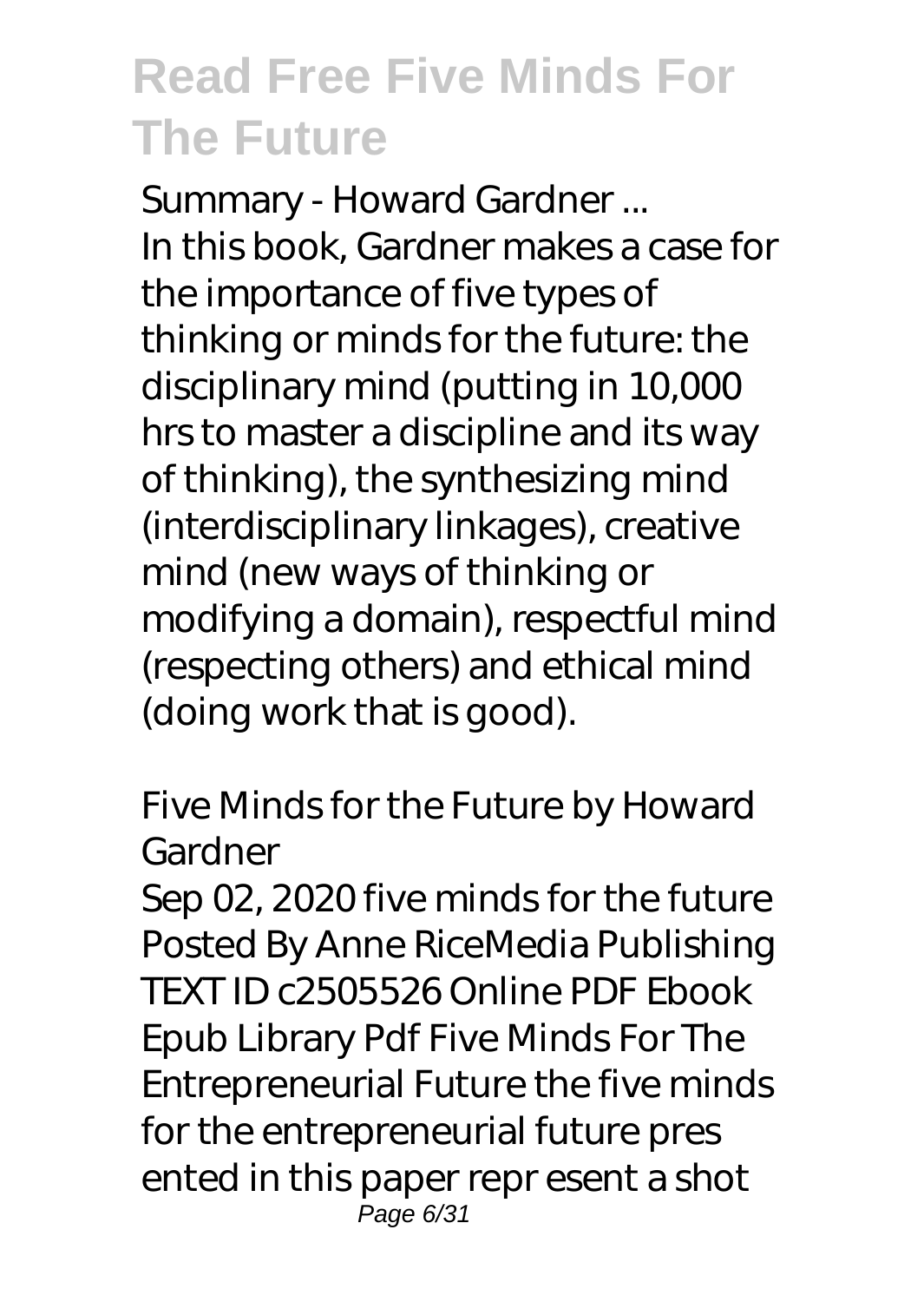## Summary - Howard Gardner ...

In this book, Gardner makes a case for the importance of five types of thinking or minds for the future: the disciplinary mind (putting in 10,000 hrs to master a discipline and its way of thinking), the synthesizing mind (interdisciplinary linkages), creative mind (new ways of thinking or modifying a domain), respectful mind (respecting others) and ethical mind (doing work that is good).

## Five Minds for the Future by Howard Gardner

Sep 02, 2020 five minds for the future Posted By Anne RiceMedia Publishing TEXT ID c2505526 Online PDF Ebook Epub Library Pdf Five Minds For The Entrepreneurial Future the five minds for the entrepreneurial future pres ented in this paper repr esent a shot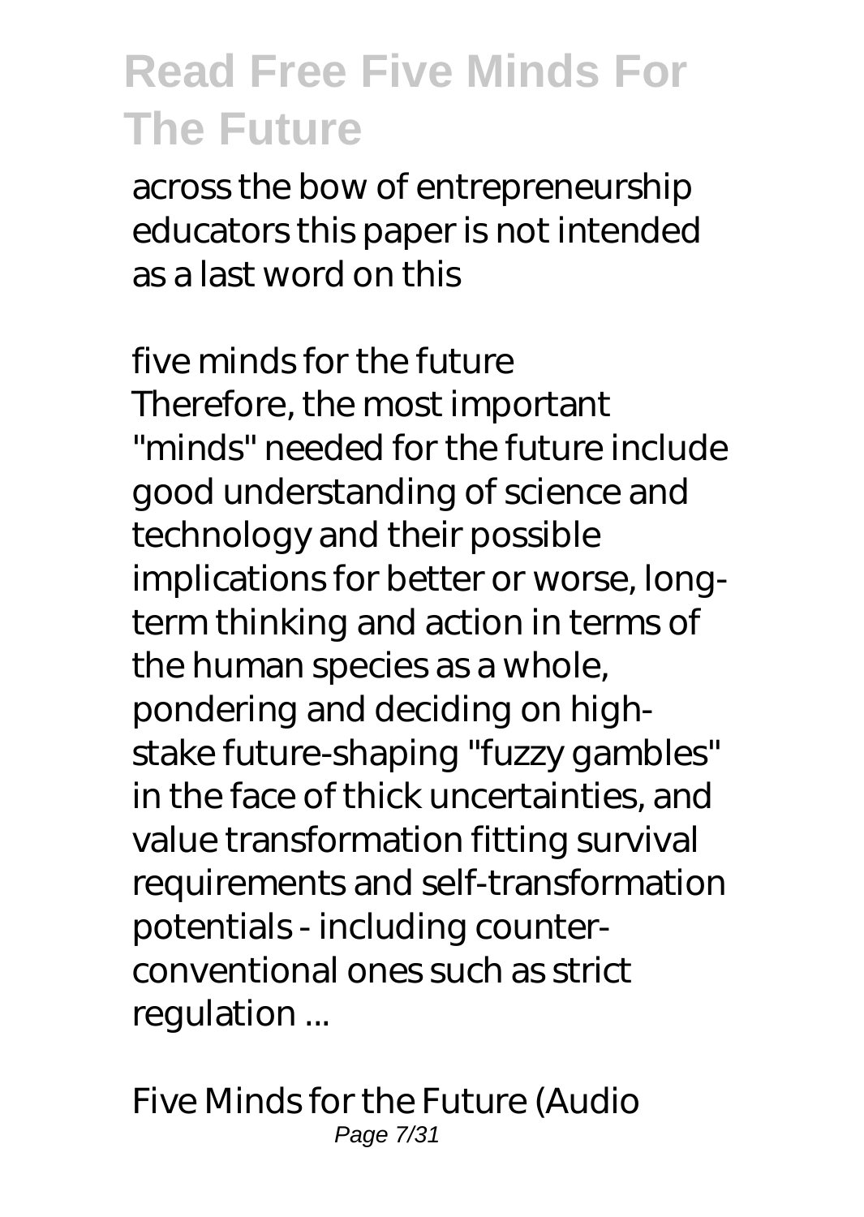across the bow of entrepreneurship educators this paper is not intended as a last word on this

*five minds for the future*

Therefore, the most important "minds" needed for the future include good understanding of science and technology and their possible implications for better or worse, long-term thinking and action in terms of the human species as a whole, pondering and deciding on high-stake future-shaping "fuzzy gambles" in the face of thick uncertainties, and value transformation fitting survival requirements and self-transformation potentials - including counter-conventional ones such as strict regulation ...

*Five Minds for the Future (Audio*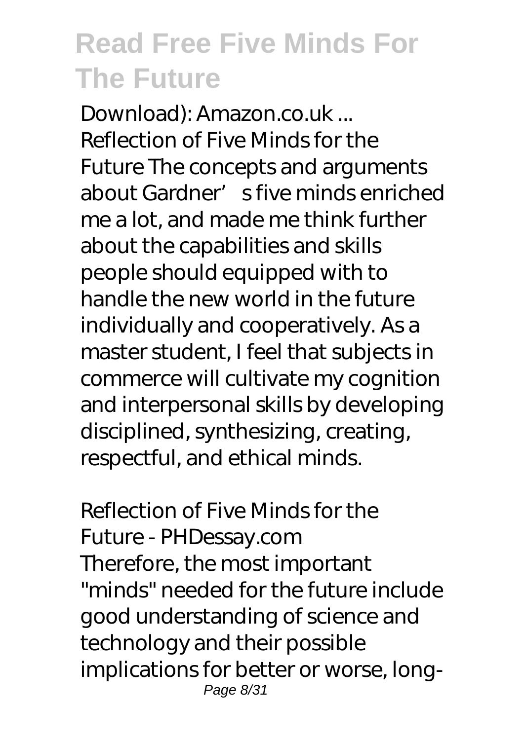Download): Amazon.co.uk ...
Reflection of Five Minds for the Future The concepts and arguments about Gardner's five minds enriched me a lot, and made me think further about the capabilities and skills people should equipped with to handle the new world in the future individually and cooperatively. As a master student, I feel that subjects in commerce will cultivate my cognition and interpersonal skills by developing disciplined, synthesizing, creating, respectful, and ethical minds.

Reflection of Five Minds for the Future - PHDessay.com
Therefore, the most important "minds" needed for the future include good understanding of science and technology and their possible implications for better or worse, long-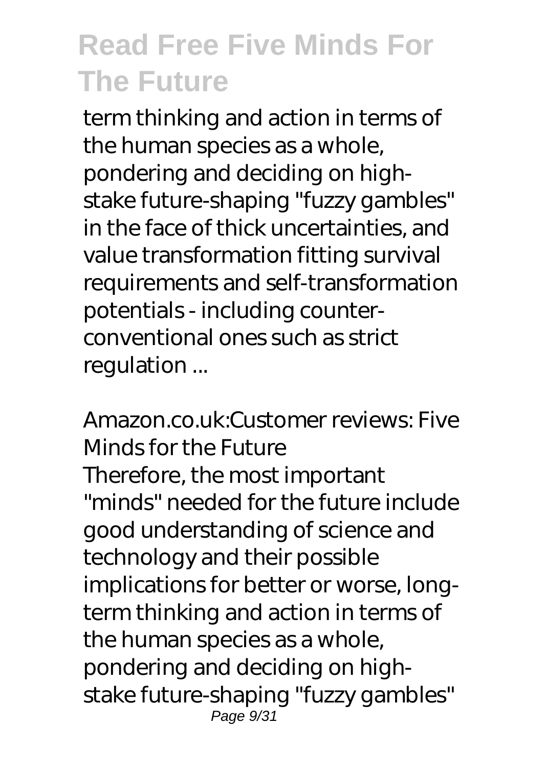term thinking and action in terms of the human species as a whole, pondering and deciding on high-stake future-shaping "fuzzy gambles" in the face of thick uncertainties, and value transformation fitting survival requirements and self-transformation potentials - including counter-conventional ones such as strict regulation ...

*Amazon.co.uk:Customer reviews: Five Minds for the Future*

Therefore, the most important "minds" needed for the future include good understanding of science and technology and their possible implications for better or worse, long-term thinking and action in terms of the human species as a whole, pondering and deciding on high-stake future-shaping "fuzzy gambles"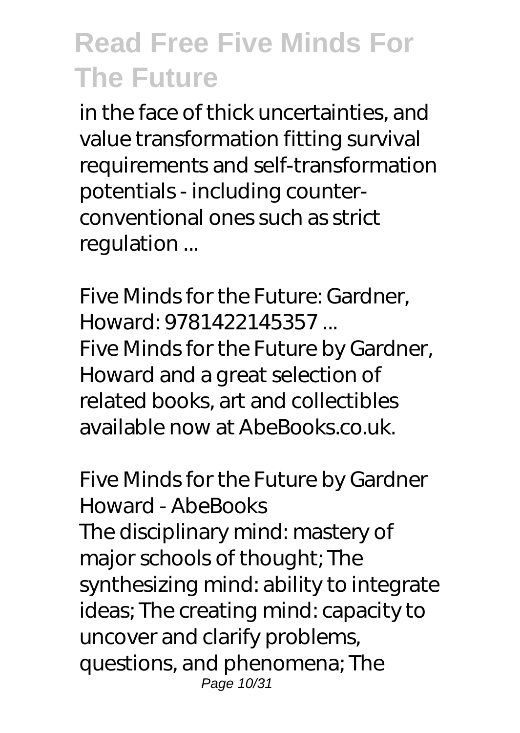in the face of thick uncertainties, and value transformation fitting survival requirements and self-transformation potentials - including counter-conventional ones such as strict regulation ...

*Five Minds for the Future: Gardner, Howard: 9781422145357 ...*

Five Minds for the Future by Gardner, Howard and a great selection of related books, art and collectibles available now at AbeBooks.co.uk.

*Five Minds for the Future by Gardner Howard - AbeBooks*

The disciplinary mind: mastery of major schools of thought; The synthesizing mind: ability to integrate ideas; The creating mind: capacity to uncover and clarify problems, questions, and phenomena; The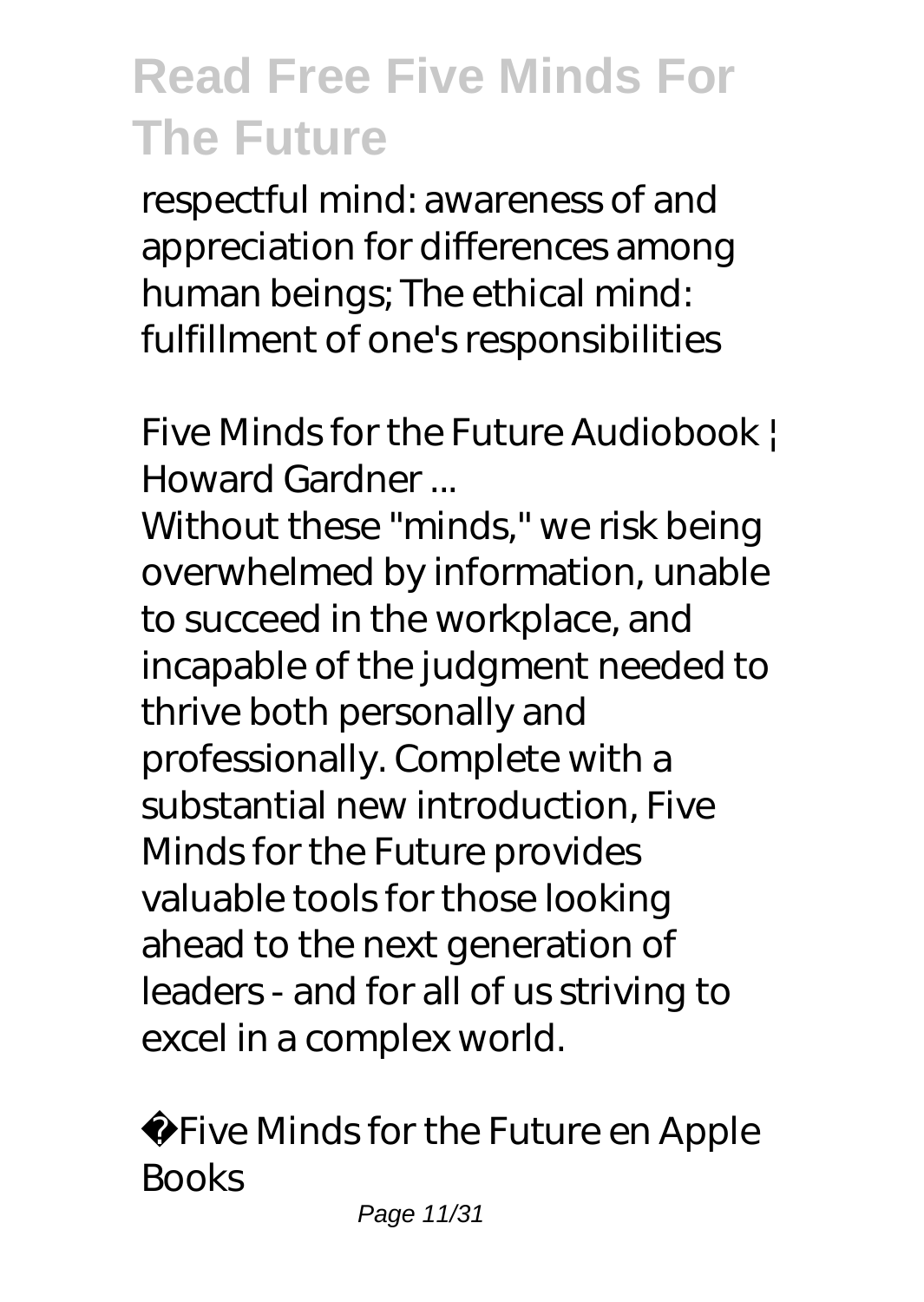respectful mind: awareness of and appreciation for differences among human beings; The ethical mind: fulfillment of one's responsibilities

## Five Minds for the Future Audiobook | Howard Gardner ...

Without these "minds," we risk being overwhelmed by information, unable to succeed in the workplace, and incapable of the judgment needed to thrive both personally and professionally. Complete with a substantial new introduction, Five Minds for the Future provides valuable tools for those looking ahead to the next generation of leaders - and for all of us striving to excel in a complex world.

## Five Minds for the Future en Apple Books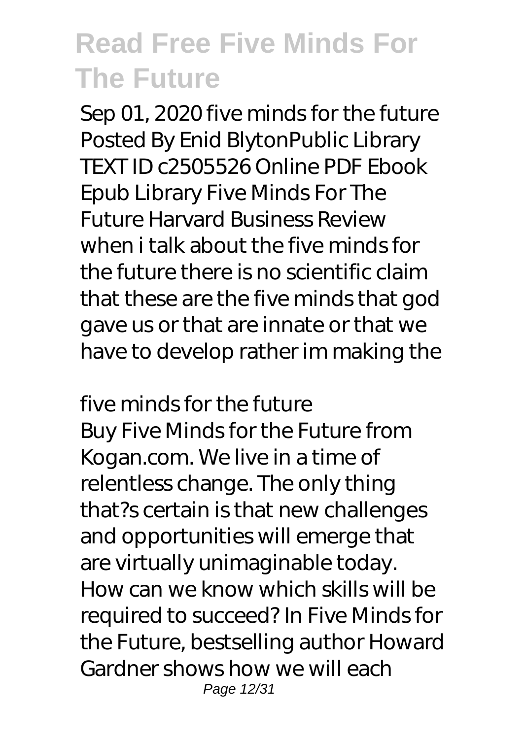Sep 01, 2020 five minds for the future Posted By Enid BlytonPublic Library TEXT ID c2505526 Online PDF Ebook Epub Library Five Minds For The Future Harvard Business Review when i talk about the five minds for the future there is no scientific claim that these are the five minds that god gave us or that are innate or that we have to develop rather im making the

*five minds for the future*

Buy Five Minds for the Future from Kogan.com. We live in a time of relentless change. The only thing that?s certain is that new challenges and opportunities will emerge that are virtually unimaginable today. How can we know which skills will be required to succeed? In Five Minds for the Future, bestselling author Howard Gardner shows how we will each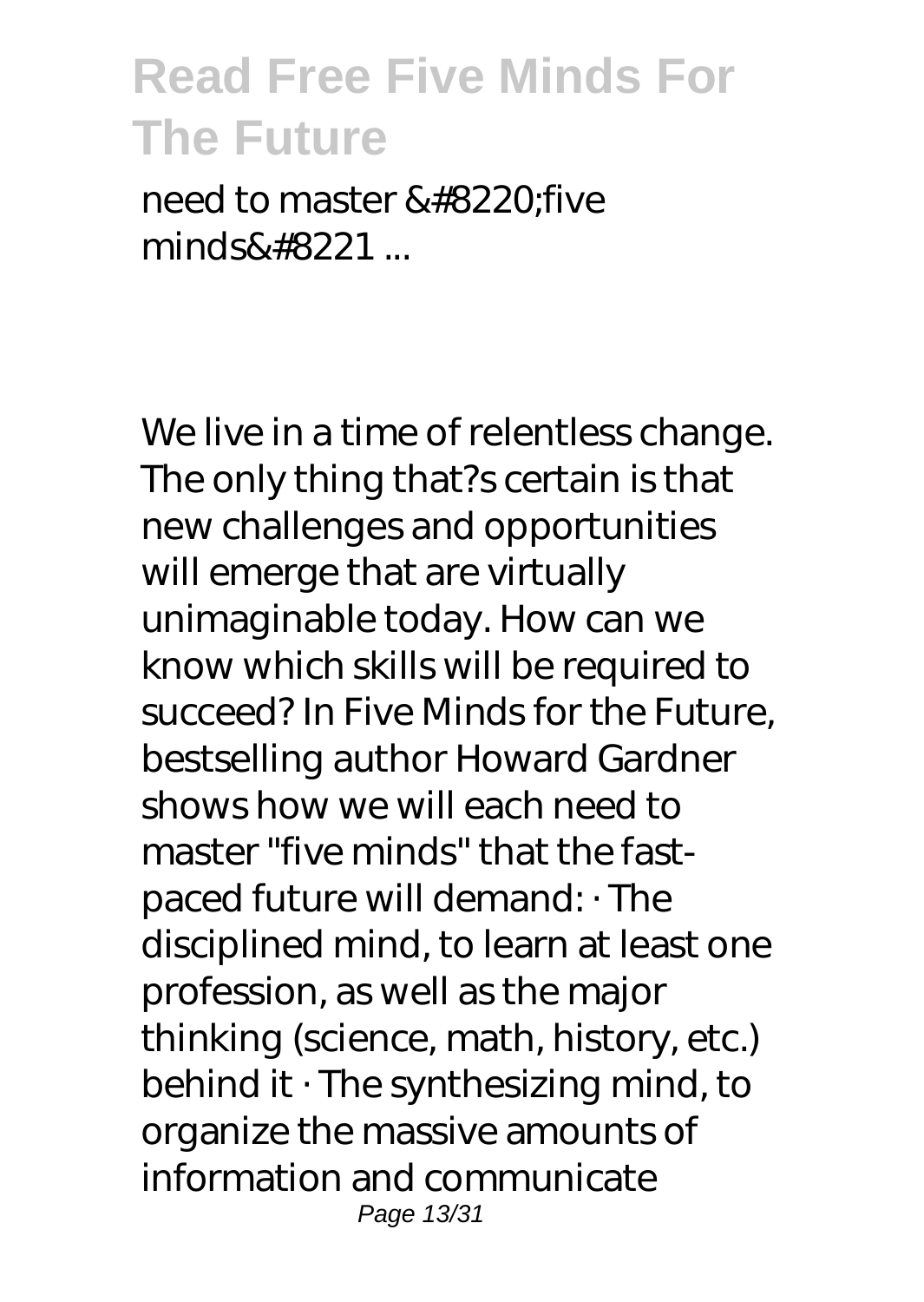need to master &#8220;five minds&#8221 ...

We live in a time of relentless change. The only thing that?s certain is that new challenges and opportunities will emerge that are virtually unimaginable today. How can we know which skills will be required to succeed? In Five Minds for the Future, bestselling author Howard Gardner shows how we will each need to master "five minds" that the fast-paced future will demand: · The disciplined mind, to learn at least one profession, as well as the major thinking (science, math, history, etc.) behind it · The synthesizing mind, to organize the massive amounts of information and communicate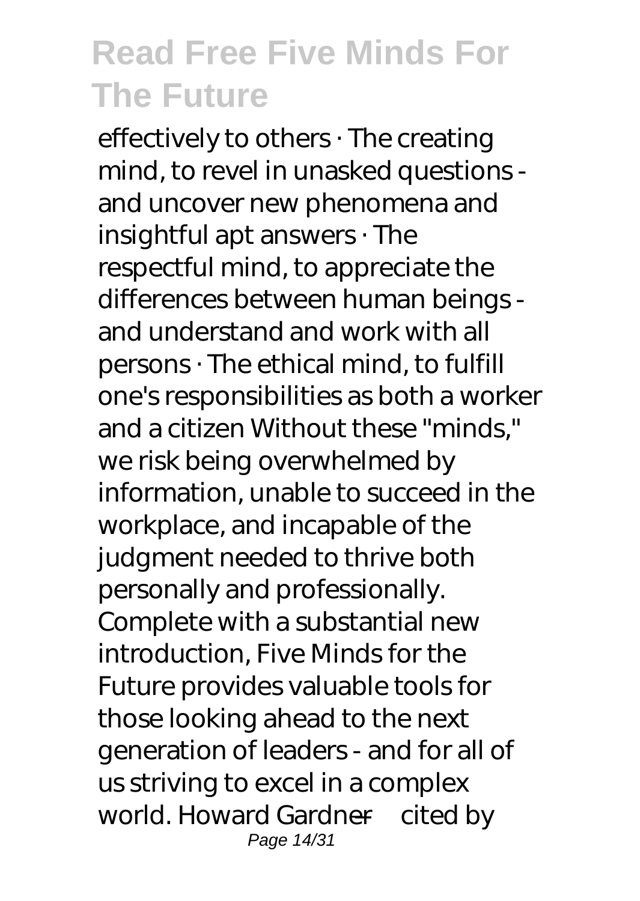effectively to others · The creating mind, to revel in unasked questions - and uncover new phenomena and insightful apt answers · The respectful mind, to appreciate the differences between human beings - and understand and work with all persons · The ethical mind, to fulfill one's responsibilities as both a worker and a citizen Without these "minds," we risk being overwhelmed by information, unable to succeed in the workplace, and incapable of the judgment needed to thrive both personally and professionally. Complete with a substantial new introduction, Five Minds for the Future provides valuable tools for those looking ahead to the next generation of leaders - and for all of us striving to excel in a complex world. Howard Gardner—cited by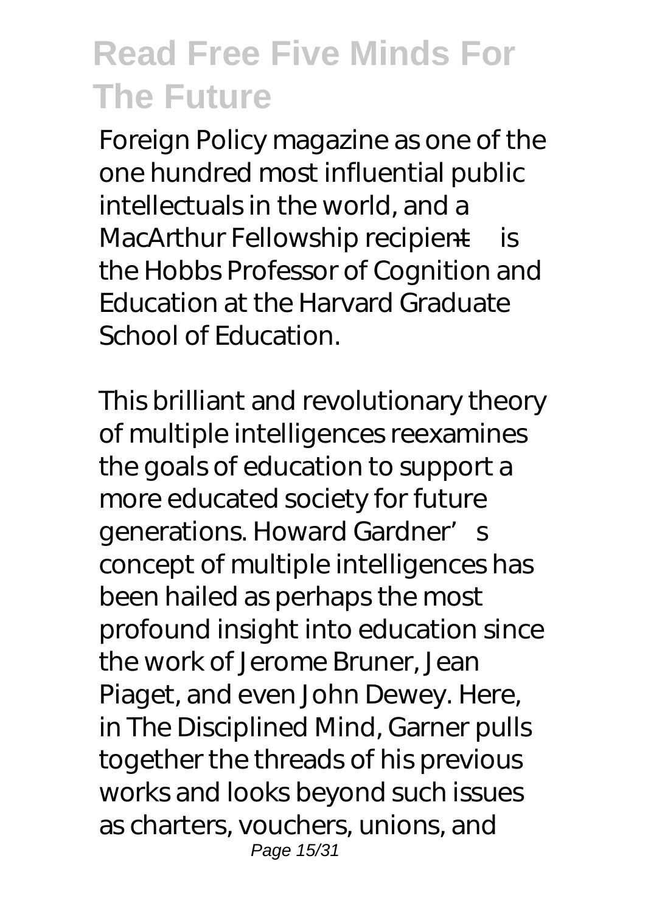Foreign Policy magazine as one of the one hundred most influential public intellectuals in the world, and a MacArthur Fellowship recipient—is the Hobbs Professor of Cognition and Education at the Harvard Graduate School of Education.

This brilliant and revolutionary theory of multiple intelligences reexamines the goals of education to support a more educated society for future generations. Howard Gardner's concept of multiple intelligences has been hailed as perhaps the most profound insight into education since the work of Jerome Bruner, Jean Piaget, and even John Dewey. Here, in The Disciplined Mind, Garner pulls together the threads of his previous works and looks beyond such issues as charters, vouchers, unions, and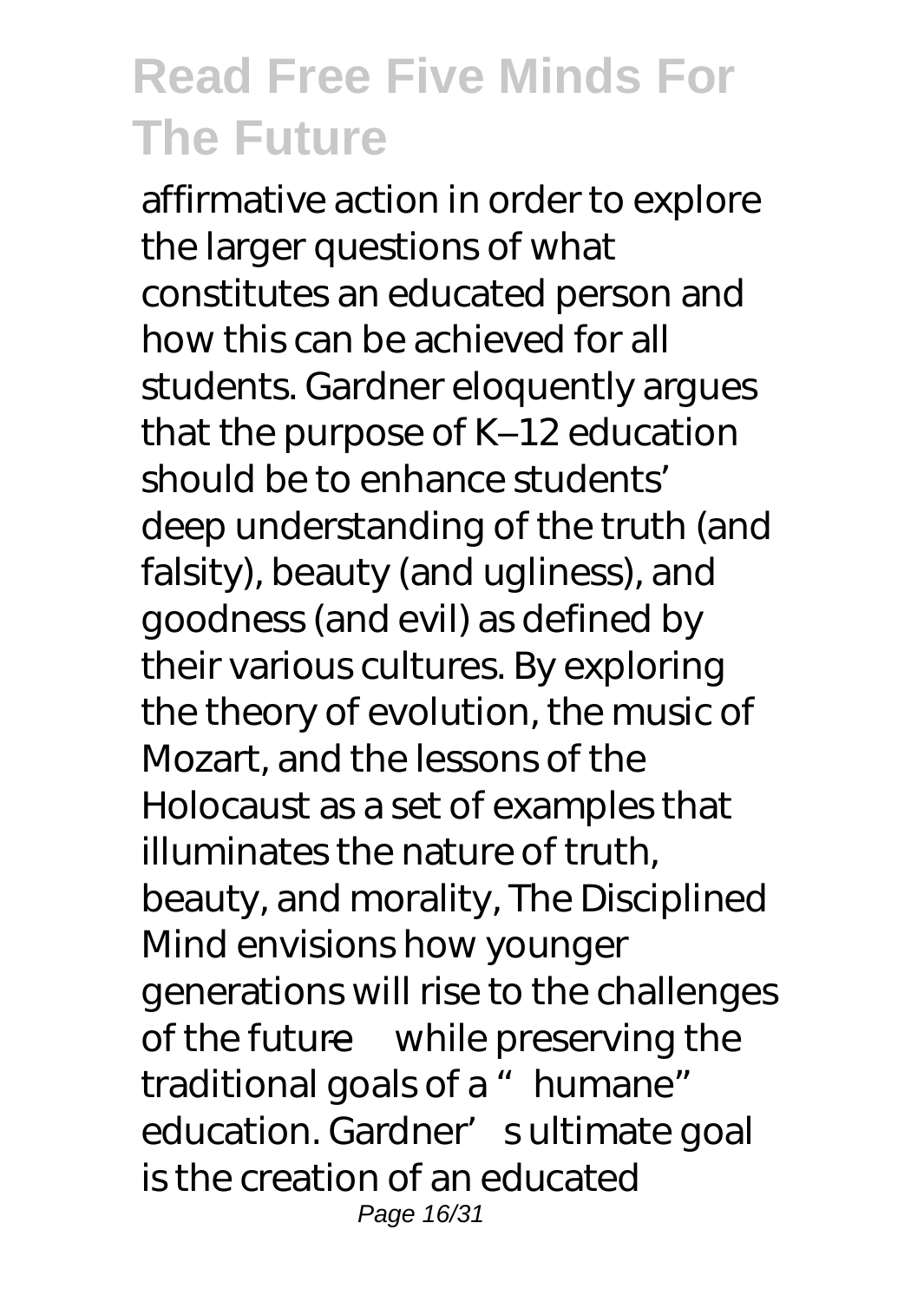affirmative action in order to explore the larger questions of what constitutes an educated person and how this can be achieved for all students. Gardner eloquently argues that the purpose of K–12 education should be to enhance students' deep understanding of the truth (and falsity), beauty (and ugliness), and goodness (and evil) as defined by their various cultures. By exploring the theory of evolution, the music of Mozart, and the lessons of the Holocaust as a set of examples that illuminates the nature of truth, beauty, and morality, The Disciplined Mind envisions how younger generations will rise to the challenges of the future—while preserving the traditional goals of a "humane" education. Gardner's ultimate goal is the creation of an educated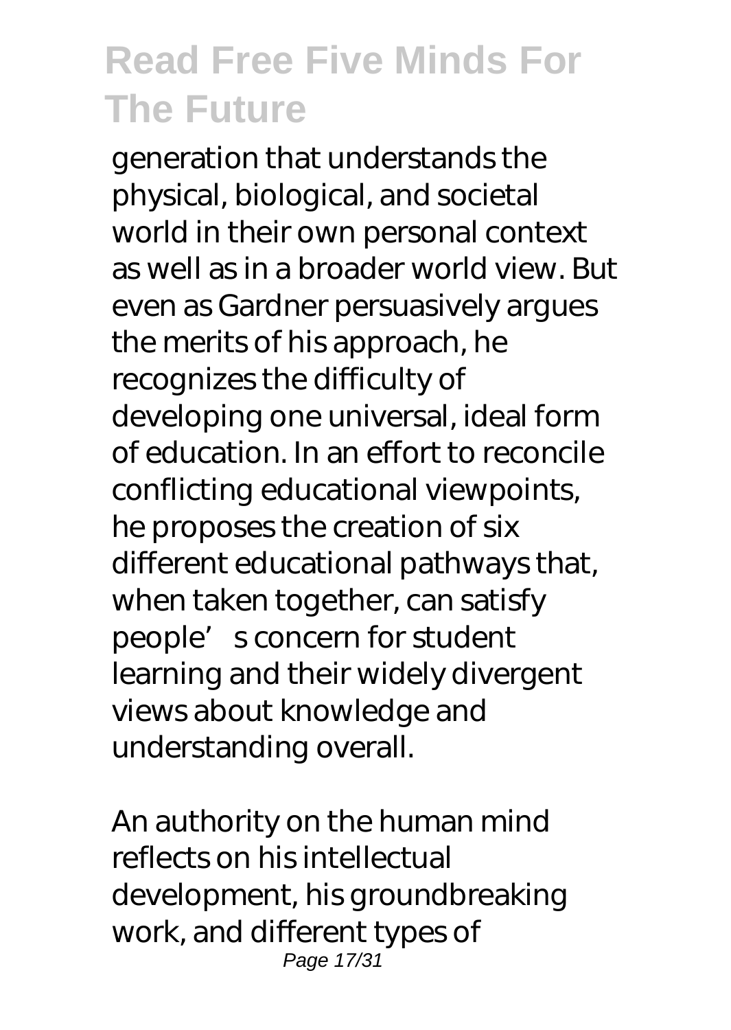generation that understands the physical, biological, and societal world in their own personal context as well as in a broader world view. But even as Gardner persuasively argues the merits of his approach, he recognizes the difficulty of developing one universal, ideal form of education. In an effort to reconcile conflicting educational viewpoints, he proposes the creation of six different educational pathways that, when taken together, can satisfy people's concern for student learning and their widely divergent views about knowledge and understanding overall.

An authority on the human mind reflects on his intellectual development, his groundbreaking work, and different types of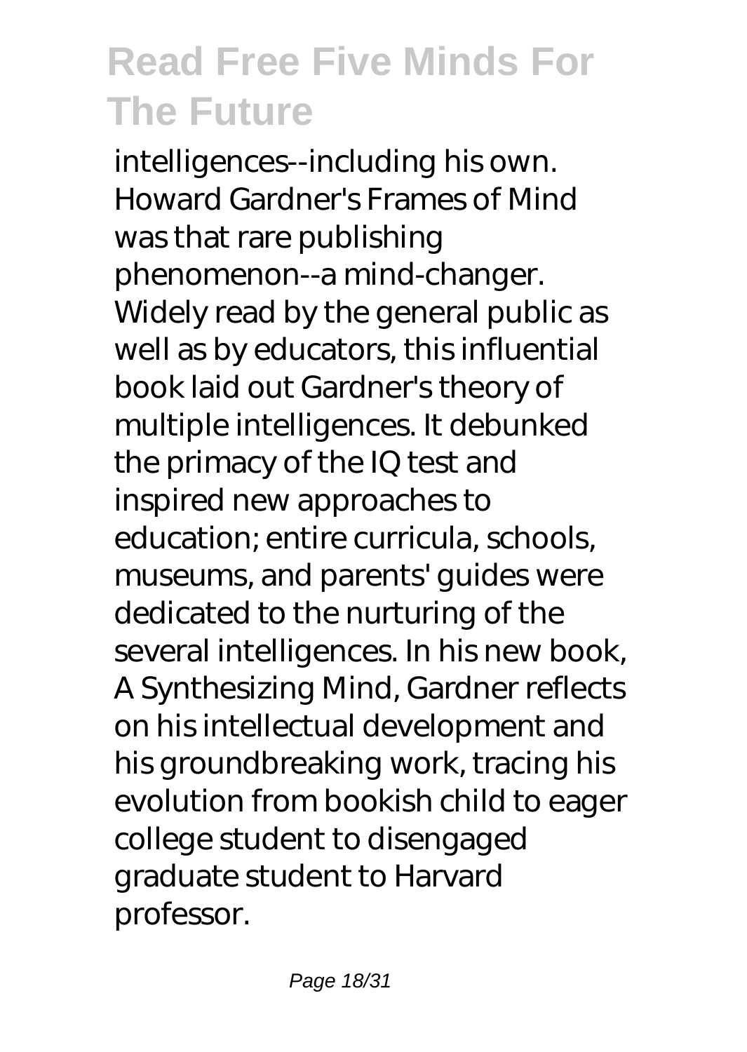intelligences--including his own. Howard Gardner's Frames of Mind was that rare publishing phenomenon--a mind-changer. Widely read by the general public as well as by educators, this influential book laid out Gardner's theory of multiple intelligences. It debunked the primacy of the IQ test and inspired new approaches to education; entire curricula, schools, museums, and parents' guides were dedicated to the nurturing of the several intelligences. In his new book, A Synthesizing Mind, Gardner reflects on his intellectual development and his groundbreaking work, tracing his evolution from bookish child to eager college student to disengaged graduate student to Harvard professor.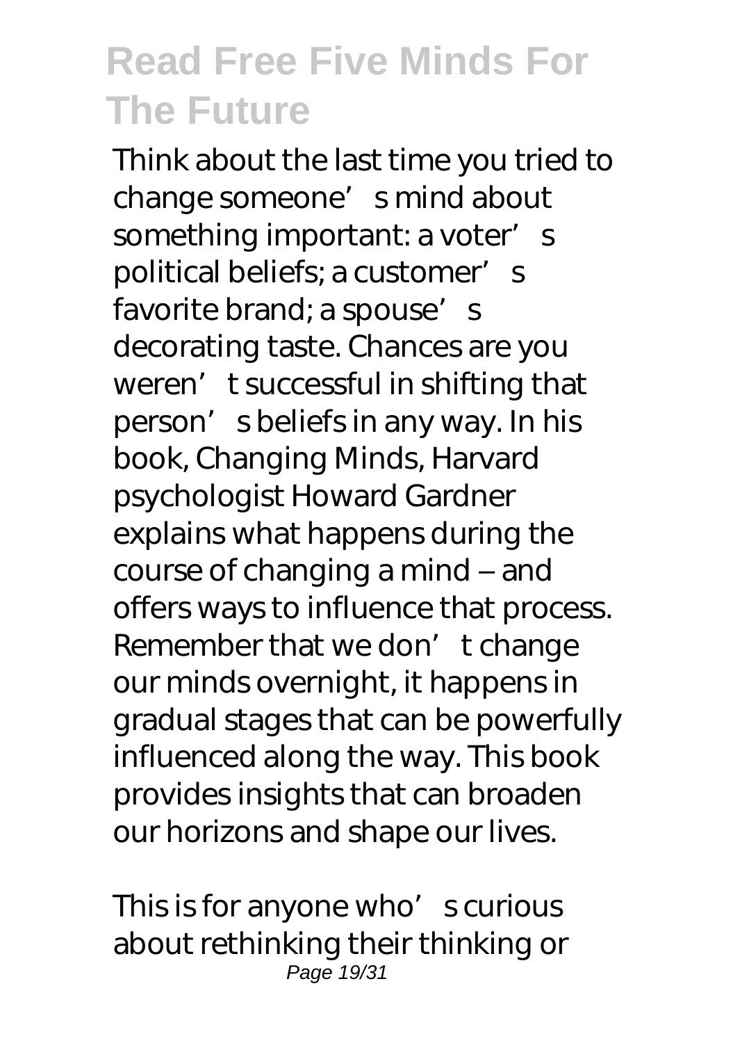Think about the last time you tried to change someone's mind about something important: a voter's political beliefs; a customer's favorite brand; a spouse's decorating taste. Chances are you weren't successful in shifting that person's beliefs in any way. In his book, Changing Minds, Harvard psychologist Howard Gardner explains what happens during the course of changing a mind – and offers ways to influence that process. Remember that we don't change our minds overnight, it happens in gradual stages that can be powerfully influenced along the way. This book provides insights that can broaden our horizons and shape our lives.

This is for anyone who's curious about rethinking their thinking or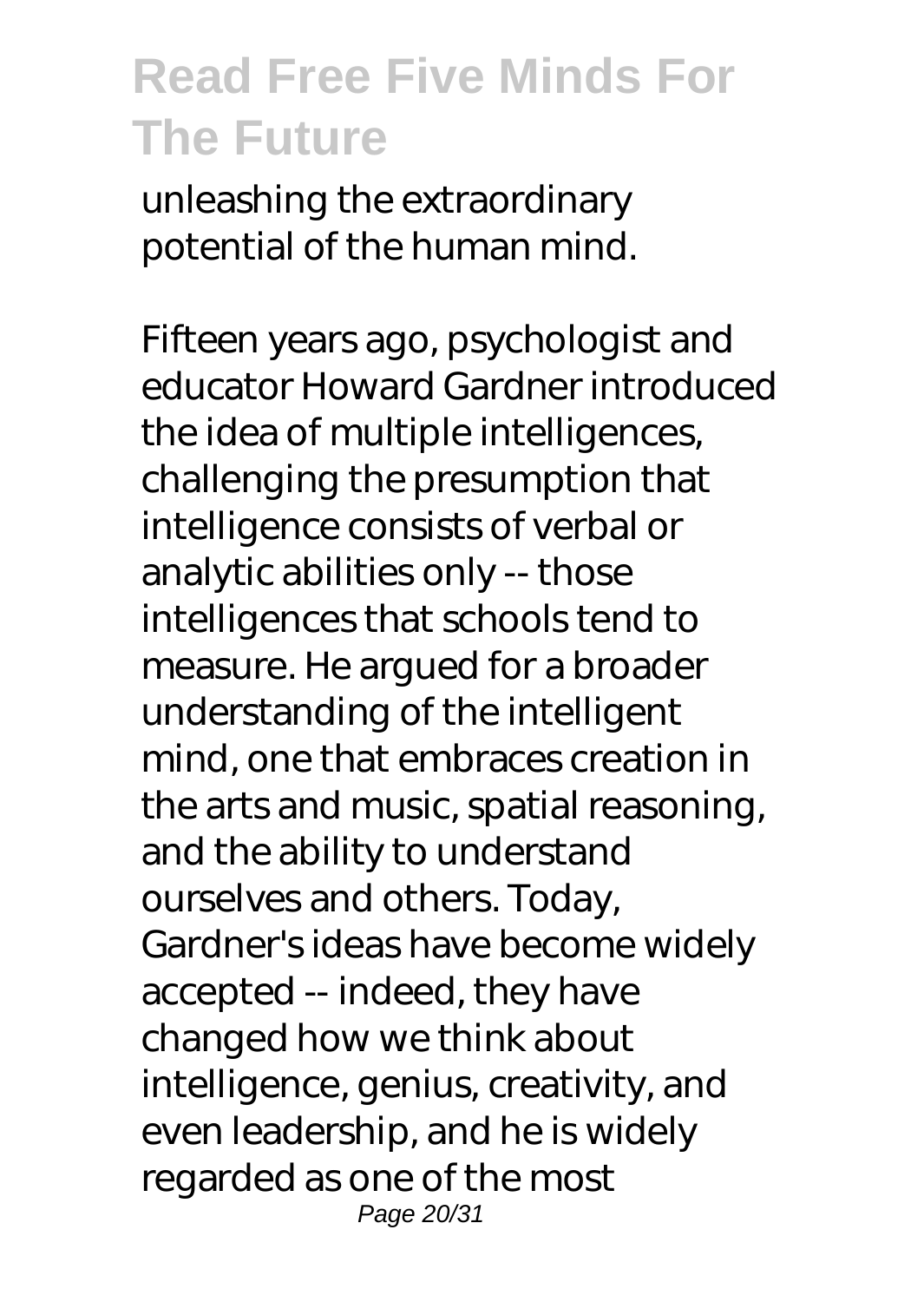unleashing the extraordinary potential of the human mind.

Fifteen years ago, psychologist and educator Howard Gardner introduced the idea of multiple intelligences, challenging the presumption that intelligence consists of verbal or analytic abilities only -- those intelligences that schools tend to measure. He argued for a broader understanding of the intelligent mind, one that embraces creation in the arts and music, spatial reasoning, and the ability to understand ourselves and others. Today, Gardner's ideas have become widely accepted -- indeed, they have changed how we think about intelligence, genius, creativity, and even leadership, and he is widely regarded as one of the most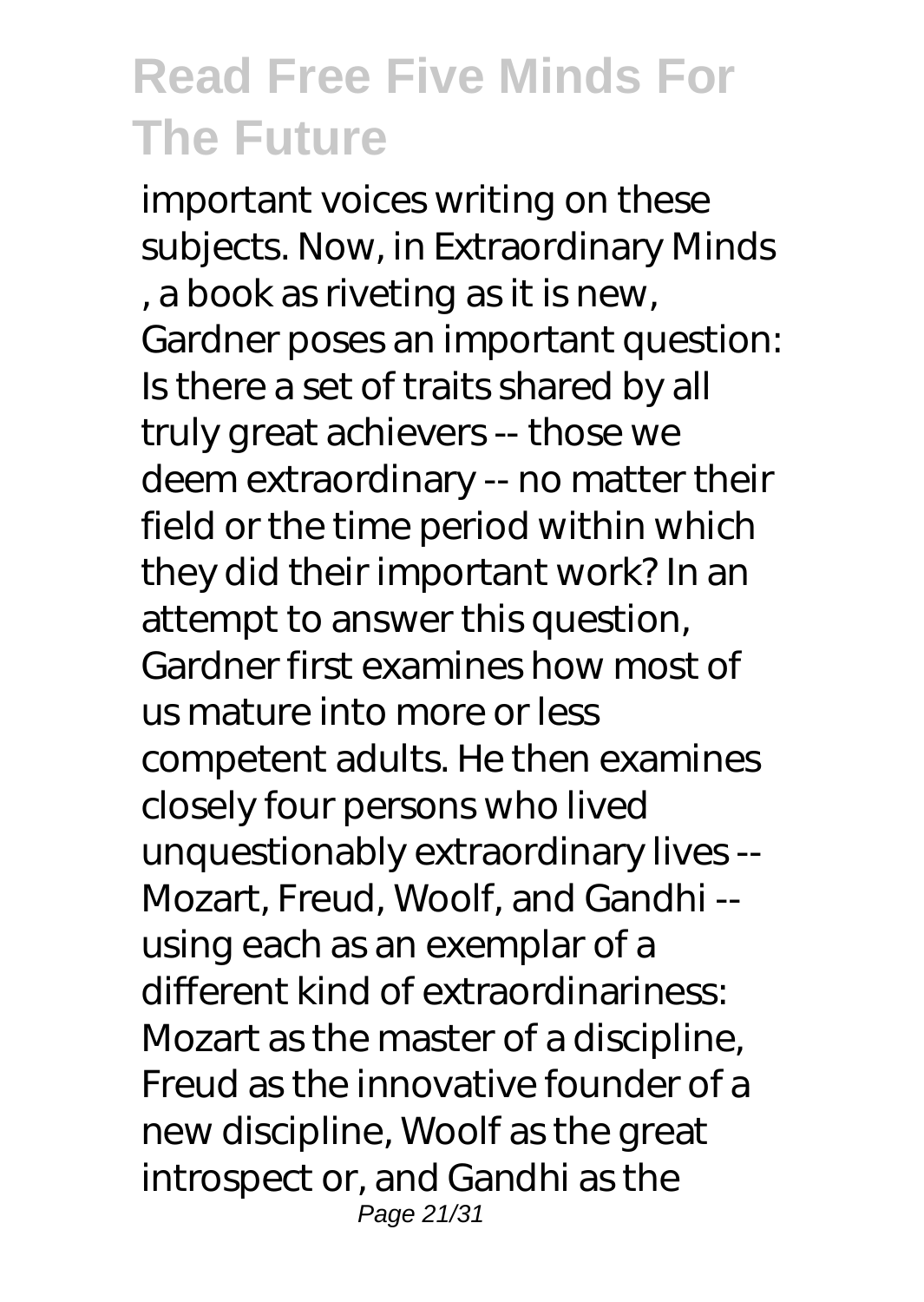important voices writing on these subjects. Now, in Extraordinary Minds , a book as riveting as it is new, Gardner poses an important question: Is there a set of traits shared by all truly great achievers -- those we deem extraordinary -- no matter their field or the time period within which they did their important work? In an attempt to answer this question, Gardner first examines how most of us mature into more or less competent adults. He then examines closely four persons who lived unquestionably extraordinary lives -- Mozart, Freud, Woolf, and Gandhi -- using each as an exemplar of a different kind of extraordinariness: Mozart as the master of a discipline, Freud as the innovative founder of a new discipline, Woolf as the great introspect or, and Gandhi as the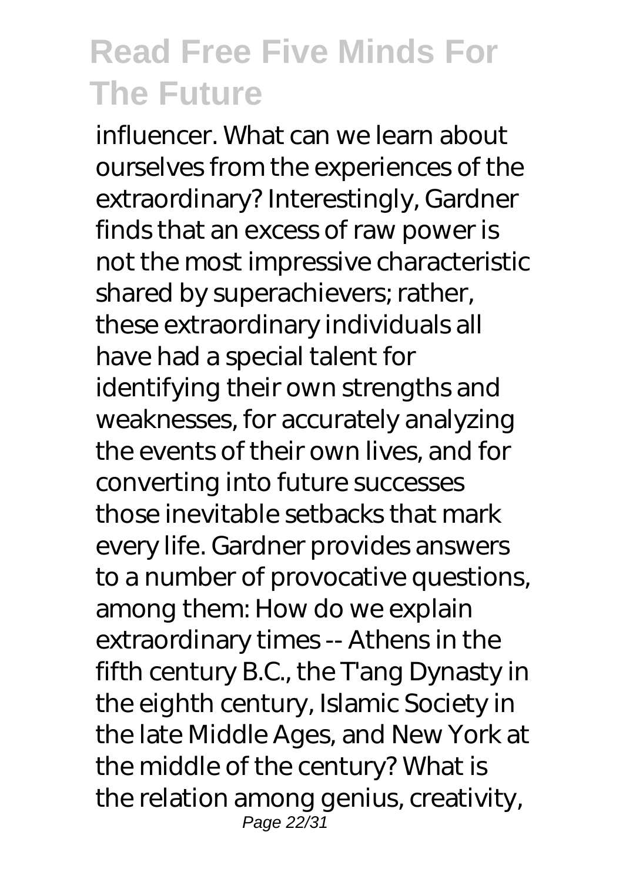influencer. What can we learn about ourselves from the experiences of the extraordinary? Interestingly, Gardner finds that an excess of raw power is not the most impressive characteristic shared by superachievers; rather, these extraordinary individuals all have had a special talent for identifying their own strengths and weaknesses, for accurately analyzing the events of their own lives, and for converting into future successes those inevitable setbacks that mark every life. Gardner provides answers to a number of provocative questions, among them: How do we explain extraordinary times -- Athens in the fifth century B.C., the T'ang Dynasty in the eighth century, Islamic Society in the late Middle Ages, and New York at the middle of the century? What is the relation among genius, creativity,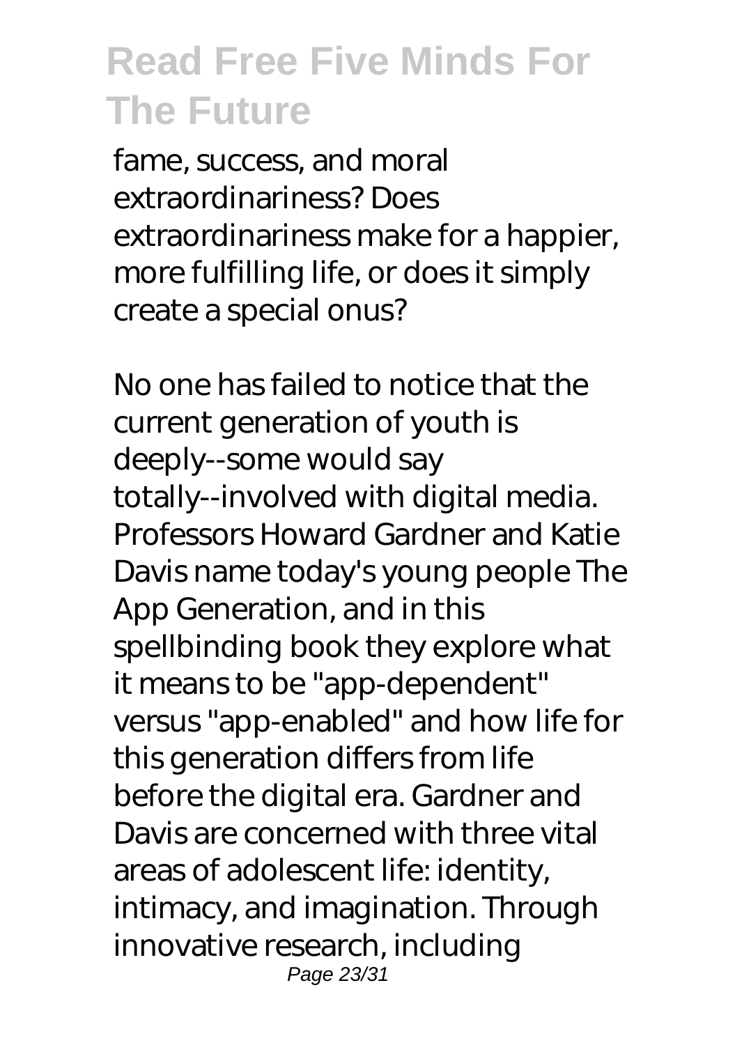fame, success, and moral extraordinariness? Does extraordinariness make for a happier, more fulfilling life, or does it simply create a special onus?

No one has failed to notice that the current generation of youth is deeply--some would say totally--involved with digital media. Professors Howard Gardner and Katie Davis name today's young people The App Generation, and in this spellbinding book they explore what it means to be "app-dependent" versus "app-enabled" and how life for this generation differs from life before the digital era. Gardner and Davis are concerned with three vital areas of adolescent life: identity, intimacy, and imagination. Through innovative research, including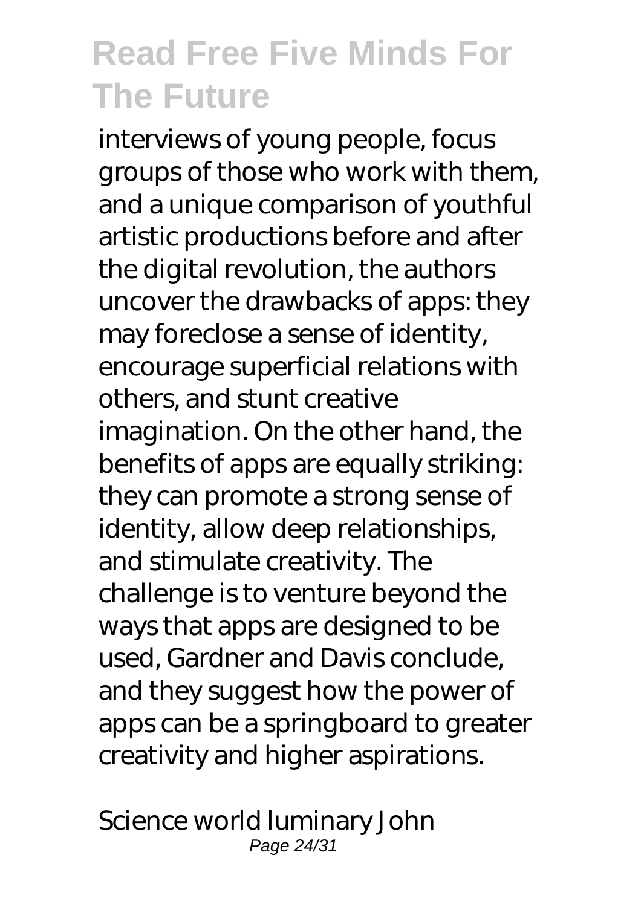interviews of young people, focus groups of those who work with them, and a unique comparison of youthful artistic productions before and after the digital revolution, the authors uncover the drawbacks of apps: they may foreclose a sense of identity, encourage superficial relations with others, and stunt creative imagination. On the other hand, the benefits of apps are equally striking: they can promote a strong sense of identity, allow deep relationships, and stimulate creativity. The challenge is to venture beyond the ways that apps are designed to be used, Gardner and Davis conclude, and they suggest how the power of apps can be a springboard to greater creativity and higher aspirations.

Science world luminary John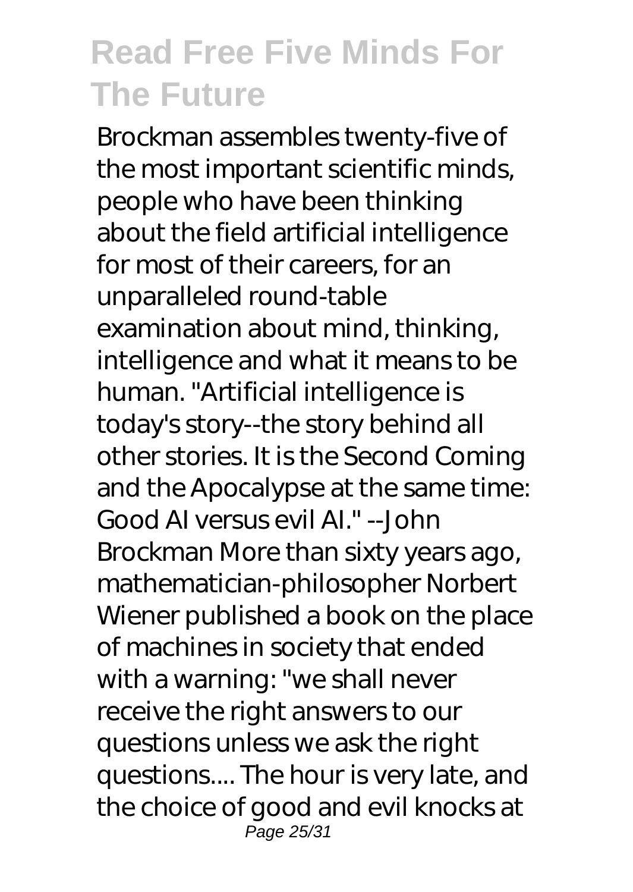Brockman assembles twenty-five of the most important scientific minds, people who have been thinking about the field artificial intelligence for most of their careers, for an unparalleled round-table examination about mind, thinking, intelligence and what it means to be human. "Artificial intelligence is today's story--the story behind all other stories. It is the Second Coming and the Apocalypse at the same time: Good AI versus evil AI." --John Brockman More than sixty years ago, mathematician-philosopher Norbert Wiener published a book on the place of machines in society that ended with a warning: "we shall never receive the right answers to our questions unless we ask the right questions.... The hour is very late, and the choice of good and evil knocks at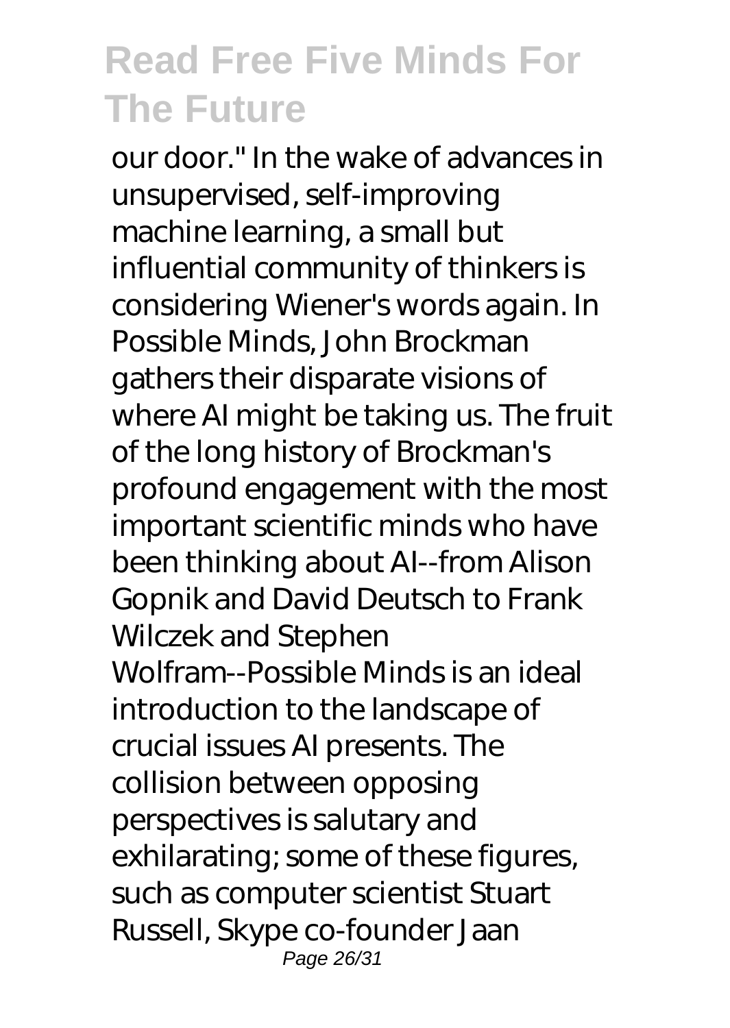our door." In the wake of advances in unsupervised, self-improving machine learning, a small but influential community of thinkers is considering Wiener's words again. In Possible Minds, John Brockman gathers their disparate visions of where AI might be taking us. The fruit of the long history of Brockman's profound engagement with the most important scientific minds who have been thinking about AI--from Alison Gopnik and David Deutsch to Frank Wilczek and Stephen Wolfram--Possible Minds is an ideal introduction to the landscape of crucial issues AI presents. The collision between opposing perspectives is salutary and exhilarating; some of these figures, such as computer scientist Stuart Russell, Skype co-founder Jaan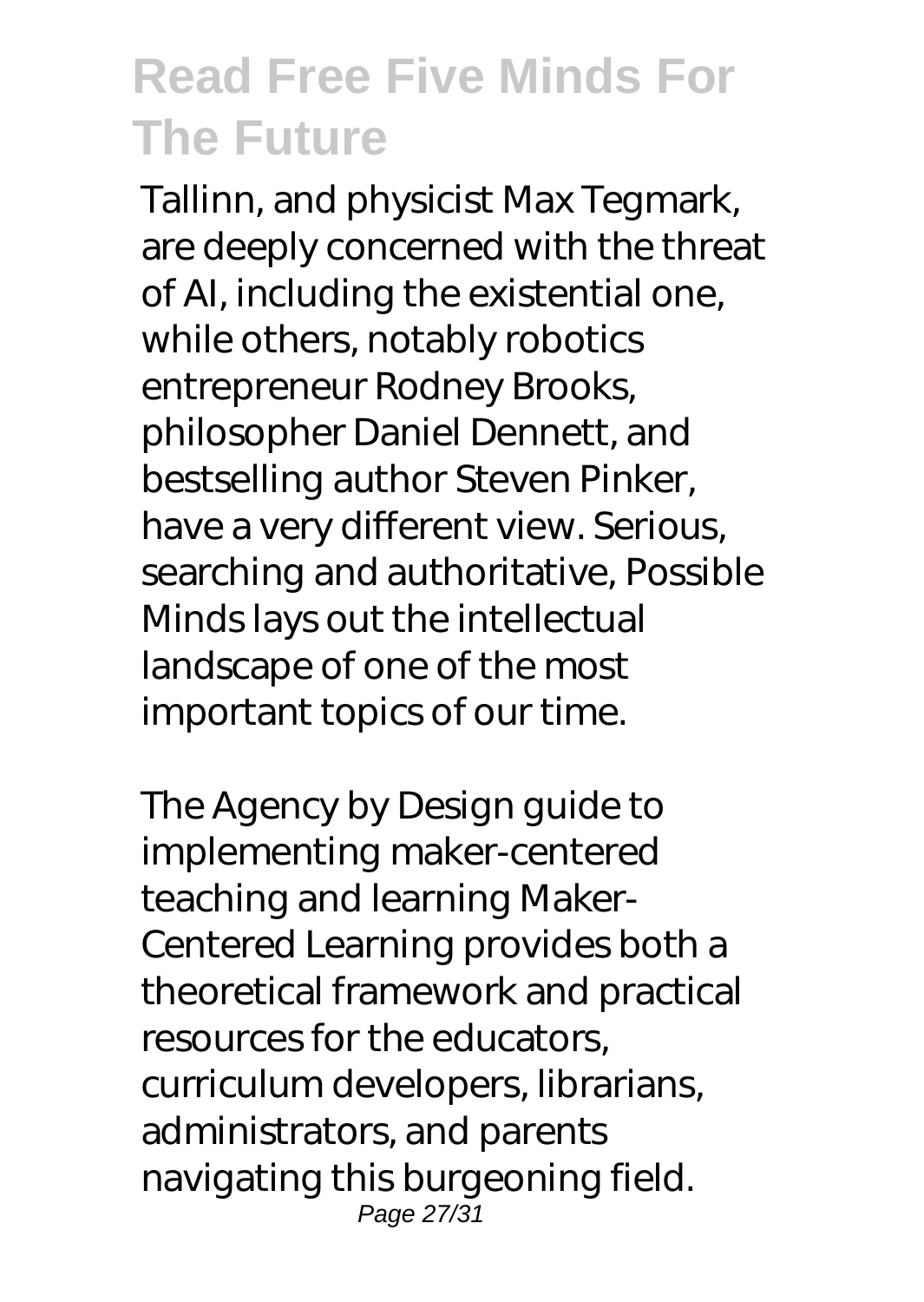Tallinn, and physicist Max Tegmark, are deeply concerned with the threat of AI, including the existential one, while others, notably robotics entrepreneur Rodney Brooks, philosopher Daniel Dennett, and bestselling author Steven Pinker, have a very different view. Serious, searching and authoritative, Possible Minds lays out the intellectual landscape of one of the most important topics of our time.

The Agency by Design guide to implementing maker-centered teaching and learning Maker-Centered Learning provides both a theoretical framework and practical resources for the educators, curriculum developers, librarians, administrators, and parents navigating this burgeoning field.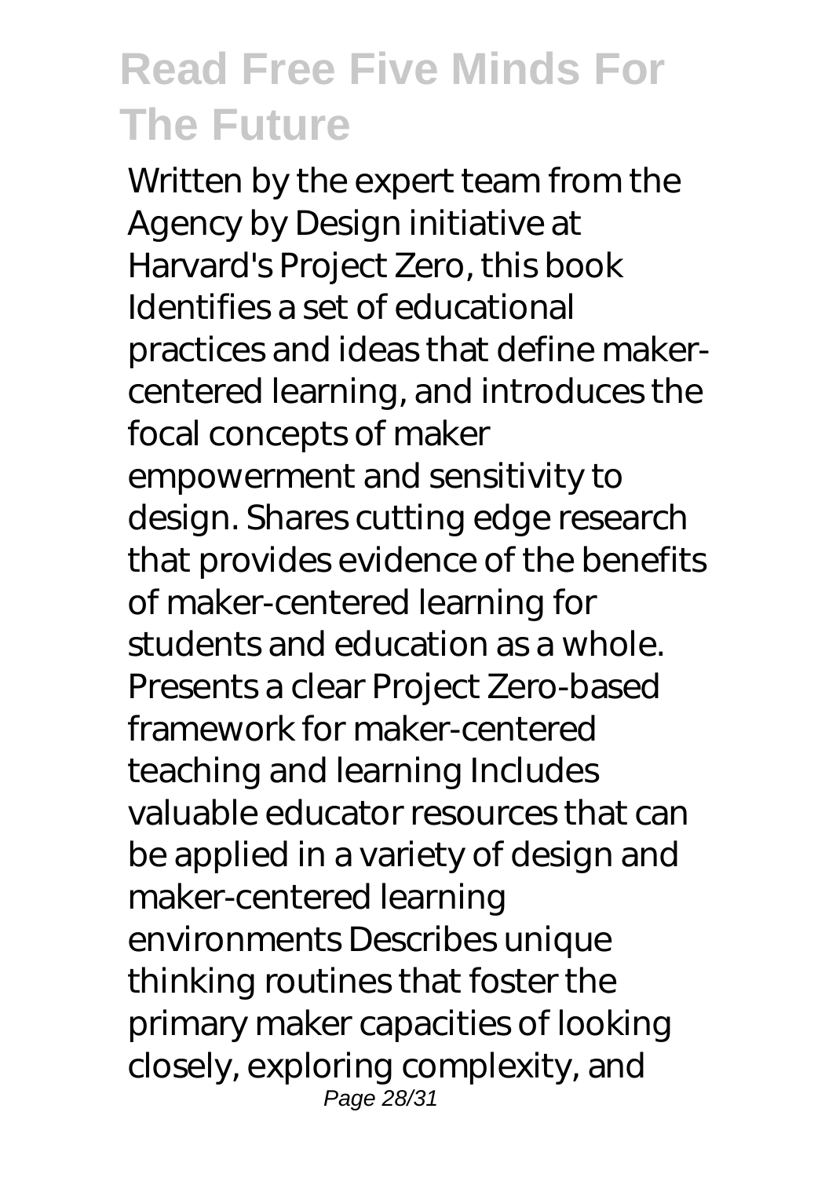Written by the expert team from the Agency by Design initiative at Harvard's Project Zero, this book Identifies a set of educational practices and ideas that define maker-centered learning, and introduces the focal concepts of maker empowerment and sensitivity to design. Shares cutting edge research that provides evidence of the benefits of maker-centered learning for students and education as a whole. Presents a clear Project Zero-based framework for maker-centered teaching and learning Includes valuable educator resources that can be applied in a variety of design and maker-centered learning environments Describes unique thinking routines that foster the primary maker capacities of looking closely, exploring complexity, and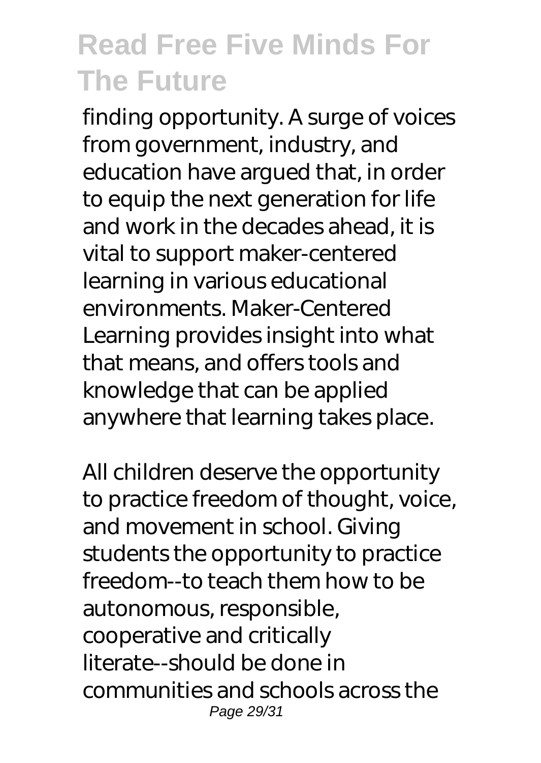finding opportunity. A surge of voices from government, industry, and education have argued that, in order to equip the next generation for life and work in the decades ahead, it is vital to support maker-centered learning in various educational environments. Maker-Centered Learning provides insight into what that means, and offers tools and knowledge that can be applied anywhere that learning takes place.

All children deserve the opportunity to practice freedom of thought, voice, and movement in school. Giving students the opportunity to practice freedom--to teach them how to be autonomous, responsible, cooperative and critically literate--should be done in communities and schools across the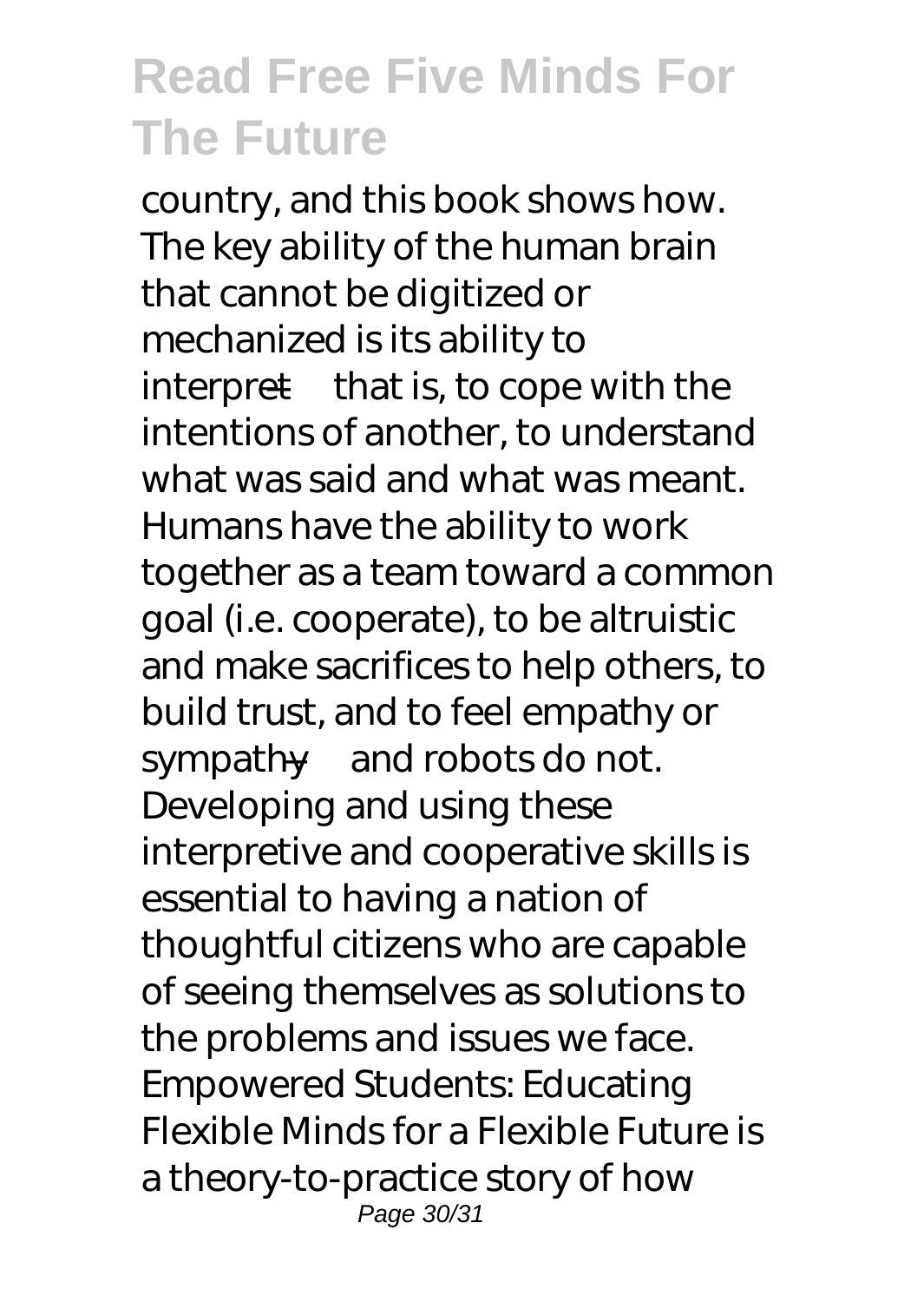country, and this book shows how. The key ability of the human brain that cannot be digitized or mechanized is its ability to interpret—that is, to cope with the intentions of another, to understand what was said and what was meant. Humans have the ability to work together as a team toward a common goal (i.e. cooperate), to be altruistic and make sacrifices to help others, to build trust, and to feel empathy or sympathy—and robots do not. Developing and using these interpretive and cooperative skills is essential to having a nation of thoughtful citizens who are capable of seeing themselves as solutions to the problems and issues we face. Empowered Students: Educating Flexible Minds for a Flexible Future is a theory-to-practice story of how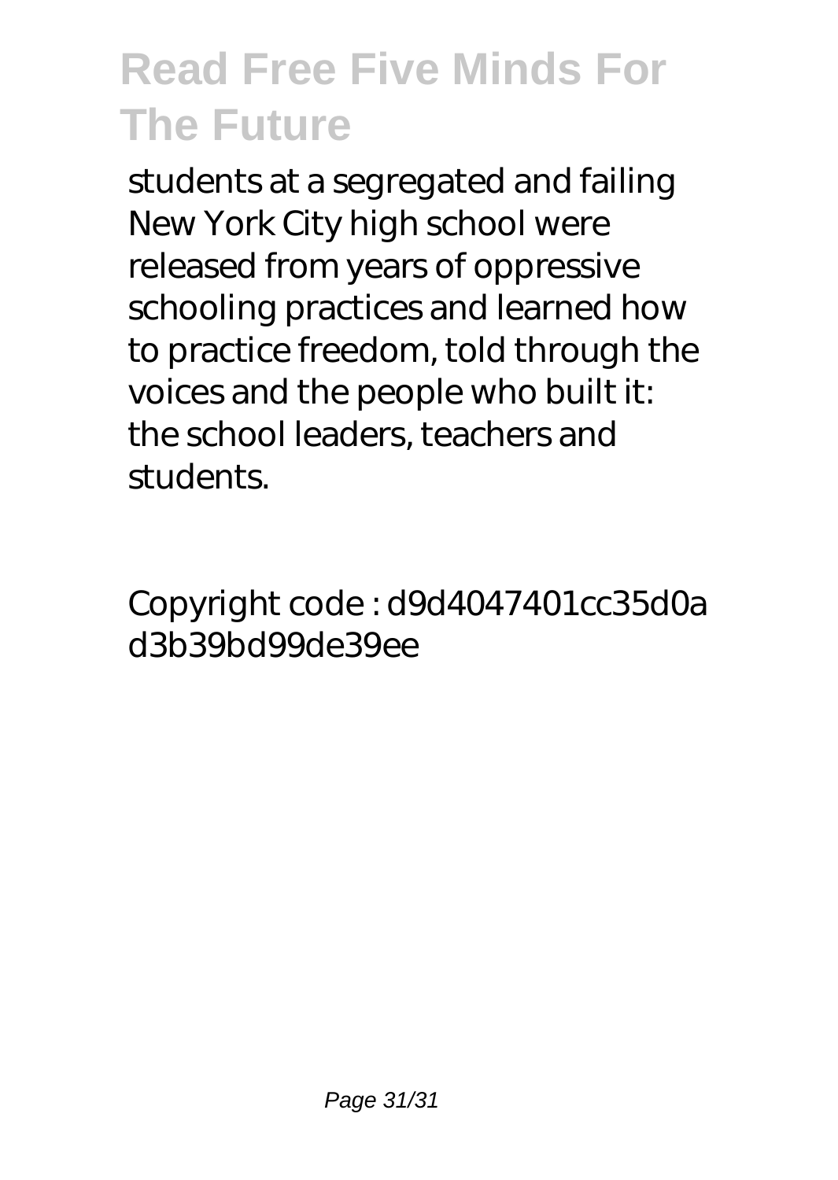students at a segregated and failing New York City high school were released from years of oppressive schooling practices and learned how to practice freedom, told through the voices and the people who built it: the school leaders, teachers and students.

Copyright code : d9d4047401cc35d0ad3b39bd99de39ee